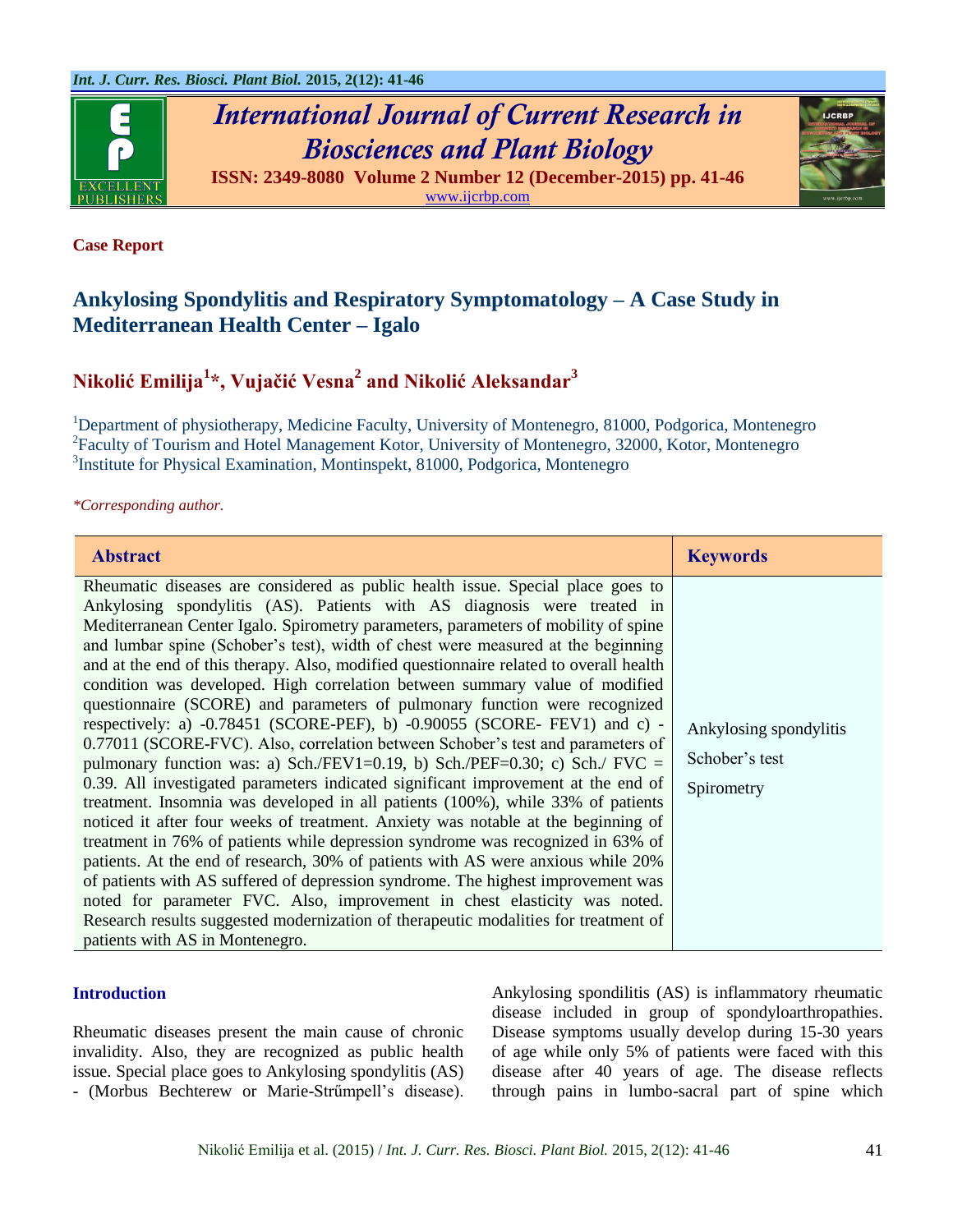**Case Report**

# Ankylosing Spondylitis and Respiratory Symptomatology – A Case Study in Mediterranean Health Center – Igalo

## Nikolić Emilija[1]*, Vujačić Vesna[2] and Nikolić Aleksandar[3]

[1]Department of physiotherapy, Medicine Faculty, University of Montenegro, 81000, Podgorica, Montenegro
[2]Faculty of Tourism and Hotel Management Kotor, University of Montenegro, 32000, Kotor, Montenegro
[3]Institute for Physical Examination, Montinspekt, 81000, Podgorica, Montenegro

*\*Corresponding author.*

| Abstract | Keywords |
|---|---|
| Rheumatic diseases are considered as public health issue. Special place goes to Ankylosing spondylitis (AS). Patients with AS diagnosis were treated in Mediterranean Center Igalo. Spirometry parameters, parameters of mobility of spine and lumbar spine (Schober's test), width of chest were measured at the beginning and at the end of this therapy. Also, modified questionnaire related to overall health condition was developed. High correlation between summary value of modified questionnaire (SCORE) and parameters of pulmonary function were recognized respectively: a) -0.78451 (SCORE-PEF), b) -0.90055 (SCORE- FEV1) and c) -0.77011 (SCORE-FVC). Also, correlation between Schober's test and parameters of pulmonary function was: a) Sch./FEV1=0.19, b) Sch./PEF=0.30; c) Sch./ FVC = 0.39. All investigated parameters indicated significant improvement at the end of treatment. Insomnia was developed in all patients (100%), while 33% of patients noticed it after four weeks of treatment. Anxiety was notable at the beginning of treatment in 76% of patients while depression syndrome was recognized in 63% of patients. At the end of research, 30% of patients with AS were anxious while 20% of patients with AS suffered of depression syndrome. The highest improvement was noted for parameter FVC. Also, improvement in chest elasticity was noted. Research results suggested modernization of therapeutic modalities for treatment of patients with AS in Montenegro. | Ankylosing spondylitis<br>Schober's test<br>Spirometry |

## Introduction

Rheumatic diseases present the main cause of chronic invalidity. Also, they are recognized as public health issue. Special place goes to Ankylosing spondylitis (AS) - (Morbus Bechterew or Marie-Strűmpell's disease). Ankylosing spondilitis (AS) is inflammatory rheumatic disease included in group of spondyloarthropathies. Disease symptoms usually develop during 15-30 years of age while only 5% of patients were faced with this disease after 40 years of age. The disease reflects through pains in lumbo-sacral part of spine which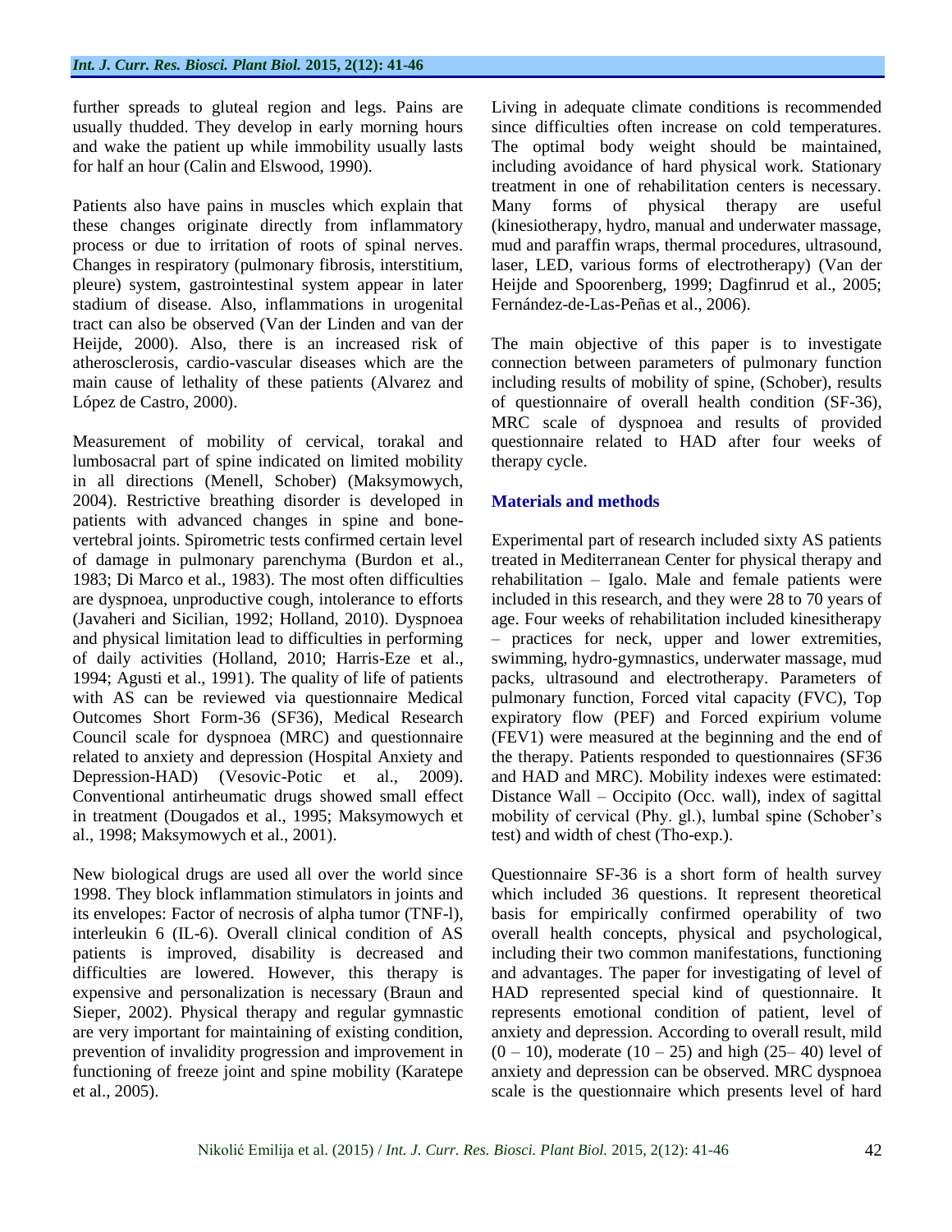further spreads to gluteal region and legs. Pains are usually thudded. They develop in early morning hours and wake the patient up while immobility usually lasts for half an hour (Calin and Elswood, 1990).

Patients also have pains in muscles which explain that these changes originate directly from inflammatory process or due to irritation of roots of spinal nerves. Changes in respiratory (pulmonary fibrosis, interstitium, pleure) system, gastrointestinal system appear in later stadium of disease. Also, inflammations in urogenital tract can also be observed (Van der Linden and van der Heijde, 2000). Also, there is an increased risk of atherosclerosis, cardio-vascular diseases which are the main cause of lethality of these patients (Alvarez and López de Castro, 2000).

Measurement of mobility of cervical, torakal and lumbosacral part of spine indicated on limited mobility in all directions (Menell, Schober) (Maksymowych, 2004). Restrictive breathing disorder is developed in patients with advanced changes in spine and bone-vertebral joints. Spirometric tests confirmed certain level of damage in pulmonary parenchyma (Burdon et al., 1983; Di Marco et al., 1983). The most often difficulties are dyspnoea, unproductive cough, intolerance to efforts (Javaheri and Sicilian, 1992; Holland, 2010). Dyspnoea and physical limitation lead to difficulties in performing of daily activities (Holland, 2010; Harris-Eze et al., 1994; Agusti et al., 1991). The quality of life of patients with AS can be reviewed via questionnaire Medical Outcomes Short Form-36 (SF36), Medical Research Council scale for dyspnoea (MRC) and questionnaire related to anxiety and depression (Hospital Anxiety and Depression-HAD) (Vesovic-Potic et al., 2009). Conventional antirheumatic drugs showed small effect in treatment (Dougados et al., 1995; Maksymowych et al., 1998; Maksymowych et al., 2001).

New biological drugs are used all over the world since 1998. They block inflammation stimulators in joints and its envelopes: Factor of necrosis of alpha tumor (TNF-l), interleukin 6 (IL-6). Overall clinical condition of AS patients is improved, disability is decreased and difficulties are lowered. However, this therapy is expensive and personalization is necessary (Braun and Sieper, 2002). Physical therapy and regular gymnastic are very important for maintaining of existing condition, prevention of invalidity progression and improvement in functioning of freeze joint and spine mobility (Karatepe et al., 2005).

Living in adequate climate conditions is recommended since difficulties often increase on cold temperatures. The optimal body weight should be maintained, including avoidance of hard physical work. Stationary treatment in one of rehabilitation centers is necessary. Many forms of physical therapy are useful (kinesiotherapy, hydro, manual and underwater massage, mud and paraffin wraps, thermal procedures, ultrasound, laser, LED, various forms of electrotherapy) (Van der Heijde and Spoorenberg, 1999; Dagfinrud et al., 2005; Fernández-de-Las-Peñas et al., 2006).

The main objective of this paper is to investigate connection between parameters of pulmonary function including results of mobility of spine, (Schober), results of questionnaire of overall health condition (SF-36), MRC scale of dyspnoea and results of provided questionnaire related to HAD after four weeks of therapy cycle.

## Materials and methods

Experimental part of research included sixty AS patients treated in Mediterranean Center for physical therapy and rehabilitation – Igalo. Male and female patients were included in this research, and they were 28 to 70 years of age. Four weeks of rehabilitation included kinesitherapy – practices for neck, upper and lower extremities, swimming, hydro-gymnastics, underwater massage, mud packs, ultrasound and electrotherapy. Parameters of pulmonary function, Forced vital capacity (FVC), Top expiratory flow (PEF) and Forced expirium volume (FEV1) were measured at the beginning and the end of the therapy. Patients responded to questionnaires (SF36 and HAD and MRC). Mobility indexes were estimated: Distance Wall – Occipito (Occ. wall), index of sagittal mobility of cervical (Phy. gl.), lumbal spine (Schober's test) and width of chest (Tho-exp.).

Questionnaire SF-36 is a short form of health survey which included 36 questions. It represent theoretical basis for empirically confirmed operability of two overall health concepts, physical and psychological, including their two common manifestations, functioning and advantages. The paper for investigating of level of HAD represented special kind of questionnaire. It represents emotional condition of patient, level of anxiety and depression. According to overall result, mild (0 – 10), moderate (10 – 25) and high (25– 40) level of anxiety and depression can be observed. MRC dyspnoea scale is the questionnaire which presents level of hard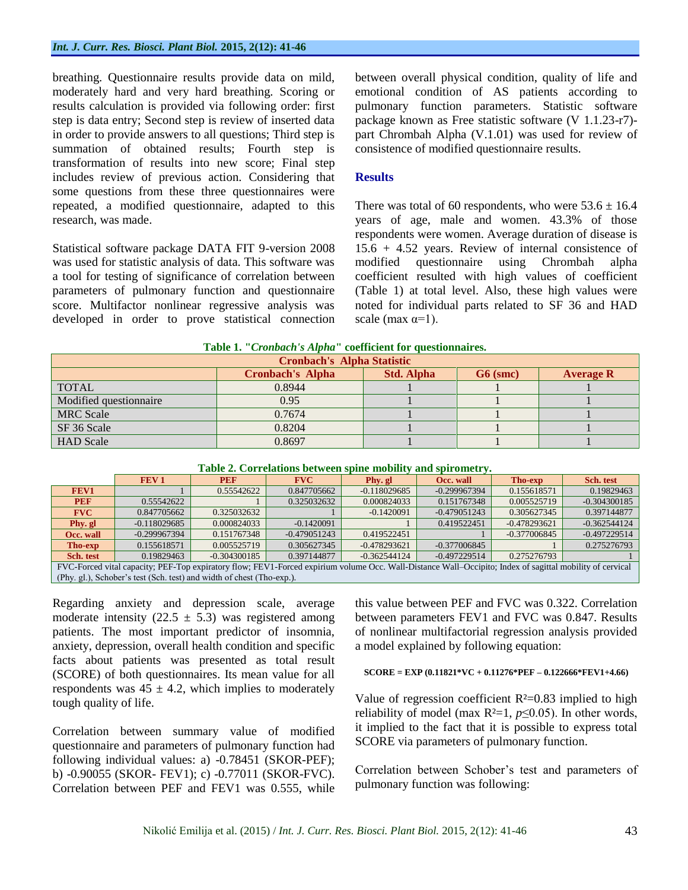breathing. Questionnaire results provide data on mild, moderately hard and very hard breathing. Scoring or results calculation is provided via following order: first step is data entry; Second step is review of inserted data in order to provide answers to all questions; Third step is summation of obtained results; Fourth step is transformation of results into new score; Final step includes review of previous action. Considering that some questions from these three questionnaires were repeated, a modified questionnaire, adapted to this research, was made.

Statistical software package DATA FIT 9-version 2008 was used for statistic analysis of data. This software was a tool for testing of significance of correlation between parameters of pulmonary function and questionnaire score. Multifactor nonlinear regressive analysis was developed in order to prove statistical connection between overall physical condition, quality of life and emotional condition of AS patients according to pulmonary function parameters. Statistic software package known as Free statistic software (V 1.1.23-r7)-part Chrombah Alpha (V.1.01) was used for review of consistence of modified questionnaire results.

## Results

There was total of 60 respondents, who were 53.6 ± 16.4 years of age, male and women. 43.3% of those respondents were women. Average duration of disease is 15.6 + 4.52 years. Review of internal consistence of modified questionnaire using Chrombah alpha coefficient resulted with high values of coefficient (Table 1) at total level. Also, these high values were noted for individual parts related to SF 36 and HAD scale (max $\alpha$=1).

**Table 1. "*Cronbach's Alpha*" coefficient for questionnaires.**

| Cronbach's Alpha Statistic | | | | |
|---|---|---|---|---|
| | Cronbach's Alpha | Std. Alpha | G6 (smc) | Average R |
| TOTAL | 0.8944 | 1 | 1 | 1 |
| Modified questionnaire | 0.95 | 1 | 1 | 1 |
| MRC Scale | 0.7674 | 1 | 1 | 1 |
| SF 36 Scale | 0.8204 | 1 | 1 | 1 |
| HAD Scale | 0.8697 | 1 | 1 | 1 |

**Table 2. Correlations between spine mobility and spirometry.**

| | FEV 1 | PEF | FVC | Phy. gl | Occ. wall | Tho-exp | Sch. test |
|---|---|---|---|---|---|---|---|
| FEV1 | 1 | 0.55542622 | 0.847705662 | -0.118029685 | -0.299967394 | 0.155618571 | 0.19829463 |
| PEF | 0.55542622 | 1 | 0.325032632 | 0.000824033 | 0.151767348 | 0.005525719 | -0.304300185 |
| FVC | 0.847705662 | 0.325032632 | 1 | -0.1420091 | -0.479051243 | 0.305627345 | 0.397144877 |
| Phy. gl | -0.118029685 | 0.000824033 | -0.1420091 | 1 | 0.419522451 | -0.478293621 | -0.362544124 |
| Occ. wall | -0.299967394 | 0.151767348 | -0.479051243 | 0.419522451 | 1 | -0.377006845 | -0.497229514 |
| Tho-exp | 0.155618571 | 0.005525719 | 0.305627345 | -0.478293621 | -0.377006845 | 1 | 0.275276793 |
| Sch. test | 0.19829463 | -0.304300185 | 0.397144877 | -0.362544124 | -0.497229514 | 0.275276793 | 1 |

FVC-Forced vital capacity; PEF-Top expiratory flow; FEV1-Forced expirium volume Occ. Wall-Distance Wall–Occipito; Index of sagittal mobility of cervical (Phy. gl.), Schober's test (Sch. test) and width of chest (Tho-exp.).

Regarding anxiety and depression scale, average moderate intensity (22.5 ± 5.3) was registered among patients. The most important predictor of insomnia, anxiety, depression, overall health condition and specific facts about patients was presented as total result (SCORE) of both questionnaires. Its mean value for all respondents was 45 ± 4.2, which implies to moderately tough quality of life.

Correlation between summary value of modified questionnaire and parameters of pulmonary function had following individual values: a) -0.78451 (SKOR-PEF); b) -0.90055 (SKOR- FEV1); c) -0.77011 (SKOR-FVC). Correlation between PEF and FEV1 was 0.555, while this value between PEF and FVC was 0.322. Correlation between parameters FEV1 and FVC was 0.847. Results of nonlinear multifactorial regression analysis provided a model explained by following equation:

$$SCORE = EXP\,(0.11821*VC + 0.11276*PEF - 0.122666*FEV1+4.66)$$

Value of regression coefficient $R^2$=0.83 implied to high reliability of model (max $R^2$=1, $p\leq 0.05$). In other words, it implied to the fact that it is possible to express total SCORE via parameters of pulmonary function.

Correlation between Schober's test and parameters of pulmonary function was following: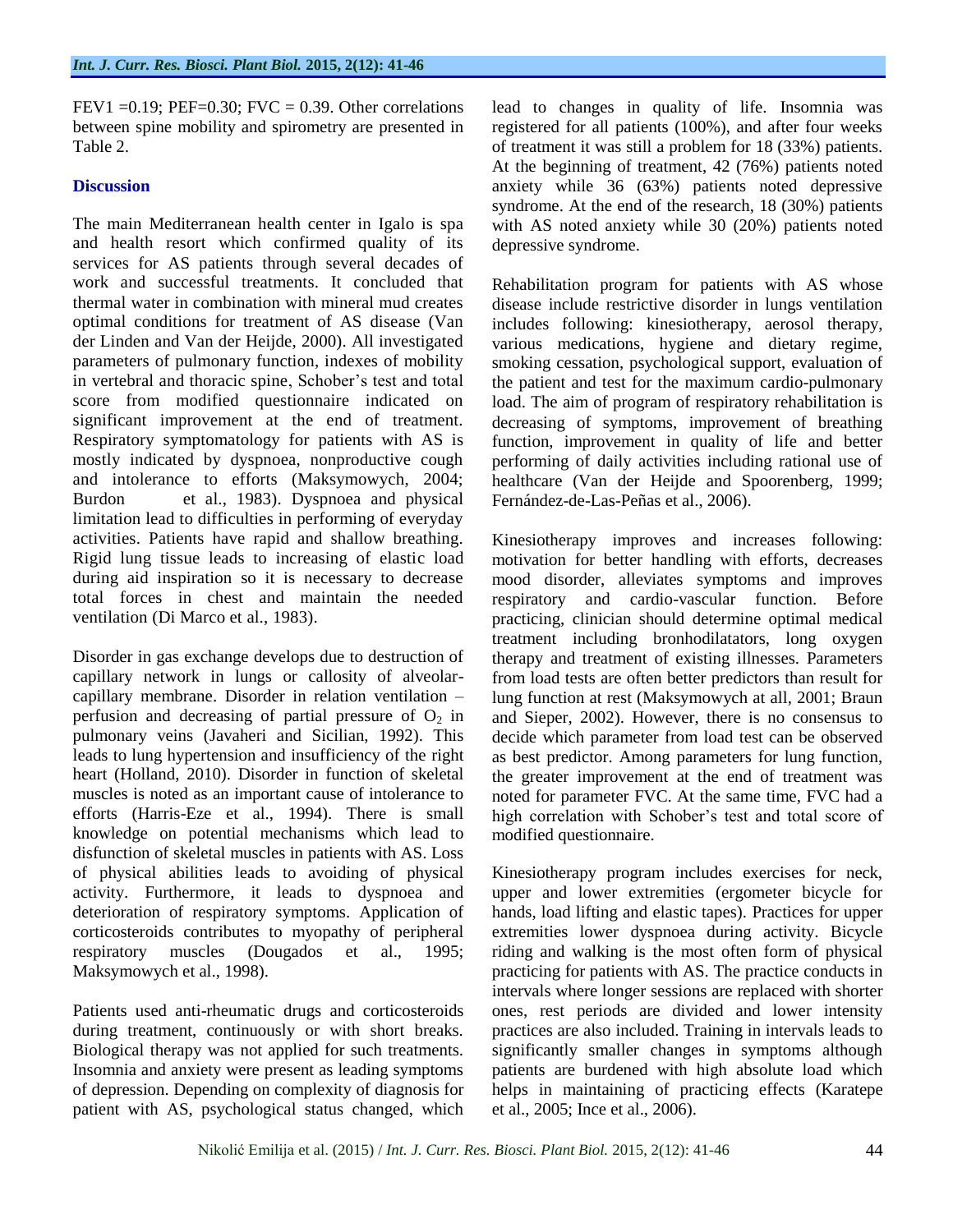FEV1 =0.19; PEF=0.30; FVC = 0.39. Other correlations between spine mobility and spirometry are presented in Table 2.

## Discussion

The main Mediterranean health center in Igalo is spa and health resort which confirmed quality of its services for AS patients through several decades of work and successful treatments. It concluded that thermal water in combination with mineral mud creates optimal conditions for treatment of AS disease (Van der Linden and Van der Heijde, 2000). All investigated parameters of pulmonary function, indexes of mobility in vertebral and thoracic spine, Schober's test and total score from modified questionnaire indicated on significant improvement at the end of treatment. Respiratory symptomatology for patients with AS is mostly indicated by dyspnoea, nonproductive cough and intolerance to efforts (Maksymowych, 2004; Burdon et al., 1983). Dyspnoea and physical limitation lead to difficulties in performing of everyday activities. Patients have rapid and shallow breathing. Rigid lung tissue leads to increasing of elastic load during aid inspiration so it is necessary to decrease total forces in chest and maintain the needed ventilation (Di Marco et al., 1983).

Disorder in gas exchange develops due to destruction of capillary network in lungs or callosity of alveolar-capillary membrane. Disorder in relation ventilation – perfusion and decreasing of partial pressure of $O_2$ in pulmonary veins (Javaheri and Sicilian, 1992). This leads to lung hypertension and insufficiency of the right heart (Holland, 2010). Disorder in function of skeletal muscles is noted as an important cause of intolerance to efforts (Harris-Eze et al., 1994). There is small knowledge on potential mechanisms which lead to disfunction of skeletal muscles in patients with AS. Loss of physical abilities leads to avoiding of physical activity. Furthermore, it leads to dyspnoea and deterioration of respiratory symptoms. Application of corticosteroids contributes to myopathy of peripheral respiratory muscles (Dougados et al., 1995; Maksymowych et al., 1998).

Patients used anti-rheumatic drugs and corticosteroids during treatment, continuously or with short breaks. Biological therapy was not applied for such treatments. Insomnia and anxiety were present as leading symptoms of depression. Depending on complexity of diagnosis for patient with AS, psychological status changed, which lead to changes in quality of life. Insomnia was registered for all patients (100%), and after four weeks of treatment it was still a problem for 18 (33%) patients. At the beginning of treatment, 42 (76%) patients noted anxiety while 36 (63%) patients noted depressive syndrome. At the end of the research, 18 (30%) patients with AS noted anxiety while 30 (20%) patients noted depressive syndrome.

Rehabilitation program for patients with AS whose disease include restrictive disorder in lungs ventilation includes following: kinesiotherapy, aerosol therapy, various medications, hygiene and dietary regime, smoking cessation, psychological support, evaluation of the patient and test for the maximum cardio-pulmonary load. The aim of program of respiratory rehabilitation is decreasing of symptoms, improvement of breathing function, improvement in quality of life and better performing of daily activities including rational use of healthcare (Van der Heijde and Spoorenberg, 1999; Fernández-de-Las-Peñas et al., 2006).

Kinesiotherapy improves and increases following: motivation for better handling with efforts, decreases mood disorder, alleviates symptoms and improves respiratory and cardio-vascular function. Before practicing, clinician should determine optimal medical treatment including bronhodilatators, long oxygen therapy and treatment of existing illnesses. Parameters from load tests are often better predictors than result for lung function at rest (Maksymowych at all, 2001; Braun and Sieper, 2002). However, there is no consensus to decide which parameter from load test can be observed as best predictor. Among parameters for lung function, the greater improvement at the end of treatment was noted for parameter FVC. At the same time, FVC had a high correlation with Schober's test and total score of modified questionnaire.

Kinesiotherapy program includes exercises for neck, upper and lower extremities (ergometer bicycle for hands, load lifting and elastic tapes). Practices for upper extremities lower dyspnoea during activity. Bicycle riding and walking is the most often form of physical practicing for patients with AS. The practice conducts in intervals where longer sessions are replaced with shorter ones, rest periods are divided and lower intensity practices are also included. Training in intervals leads to significantly smaller changes in symptoms although patients are burdened with high absolute load which helps in maintaining of practicing effects (Karatepe et al., 2005; Ince et al., 2006).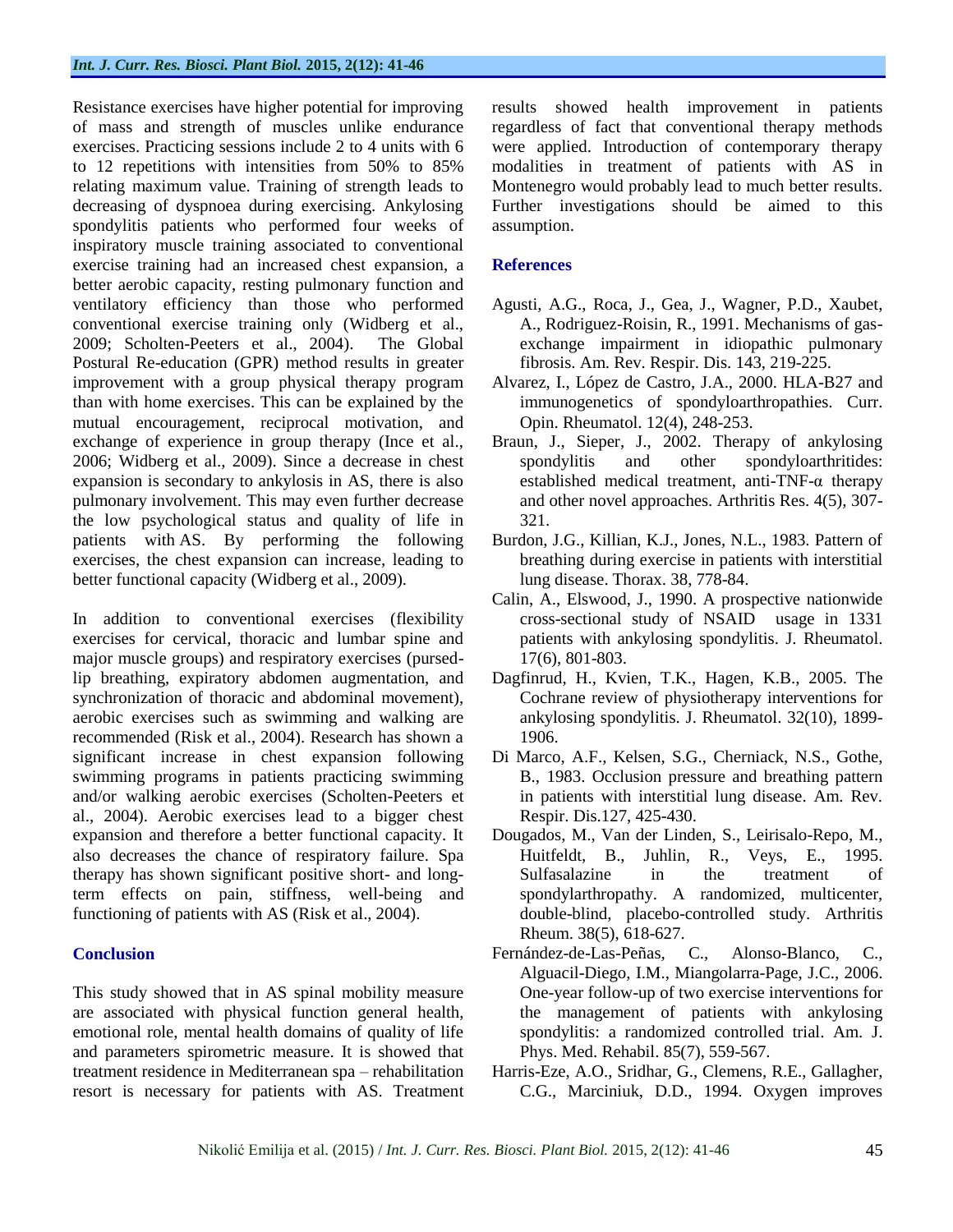Resistance exercises have higher potential for improving of mass and strength of muscles unlike endurance exercises. Practicing sessions include 2 to 4 units with 6 to 12 repetitions with intensities from 50% to 85% relating maximum value. Training of strength leads to decreasing of dyspnoea during exercising. Ankylosing spondylitis patients who performed four weeks of inspiratory muscle training associated to conventional exercise training had an increased chest expansion, a better aerobic capacity, resting pulmonary function and ventilatory efficiency than those who performed conventional exercise training only (Widberg et al., 2009; Scholten-Peeters et al., 2004). The Global Postural Re-education (GPR) method results in greater improvement with a group physical therapy program than with home exercises. This can be explained by the mutual encouragement, reciprocal motivation, and exchange of experience in group therapy (Ince et al., 2006; Widberg et al., 2009). Since a decrease in chest expansion is secondary to ankylosis in AS, there is also pulmonary involvement. This may even further decrease the low psychological status and quality of life in patients with AS. By performing the following exercises, the chest expansion can increase, leading to better functional capacity (Widberg et al., 2009).

In addition to conventional exercises (flexibility exercises for cervical, thoracic and lumbar spine and major muscle groups) and respiratory exercises (pursed-lip breathing, expiratory abdomen augmentation, and synchronization of thoracic and abdominal movement), aerobic exercises such as swimming and walking are recommended (Risk et al., 2004). Research has shown a significant increase in chest expansion following swimming programs in patients practicing swimming and/or walking aerobic exercises (Scholten-Peeters et al., 2004). Aerobic exercises lead to a bigger chest expansion and therefore a better functional capacity. It also decreases the chance of respiratory failure. Spa therapy has shown significant positive short- and long-term effects on pain, stiffness, well-being and functioning of patients with AS (Risk et al., 2004).

## Conclusion

This study showed that in AS spinal mobility measure are associated with physical function general health, emotional role, mental health domains of quality of life and parameters spirometric measure. It is showed that treatment residence in Mediterranean spa – rehabilitation resort is necessary for patients with AS. Treatment results showed health improvement in patients regardless of fact that conventional therapy methods were applied. Introduction of contemporary therapy modalities in treatment of patients with AS in Montenegro would probably lead to much better results. Further investigations should be aimed to this assumption.

## References

Agusti, A.G., Roca, J., Gea, J., Wagner, P.D., Xaubet, A., Rodriguez-Roisin, R., 1991. Mechanisms of gas-exchange impairment in idiopathic pulmonary fibrosis. Am. Rev. Respir. Dis. 143, 219-225.

Alvarez, I., López de Castro, J.A., 2000. HLA-B27 and immunogenetics of spondyloarthropathies. Curr. Opin. Rheumatol. 12(4), 248-253.

Braun, J., Sieper, J., 2002. Therapy of ankylosing spondylitis and other spondyloarthritides: established medical treatment, anti-TNF-α therapy and other novel approaches. Arthritis Res. 4(5), 307-321.

Burdon, J.G., Killian, K.J., Jones, N.L., 1983. Pattern of breathing during exercise in patients with interstitial lung disease. Thorax. 38, 778-84.

Calin, A., Elswood, J., 1990. A prospective nationwide cross-sectional study of NSAID usage in 1331 patients with ankylosing spondylitis. J. Rheumatol. 17(6), 801-803.

Dagfinrud, H., Kvien, T.K., Hagen, K.B., 2005. The Cochrane review of physiotherapy interventions for ankylosing spondylitis. J. Rheumatol. 32(10), 1899-1906.

Di Marco, A.F., Kelsen, S.G., Cherniack, N.S., Gothe, B., 1983. Occlusion pressure and breathing pattern in patients with interstitial lung disease. Am. Rev. Respir. Dis.127, 425-430.

Dougados, M., Van der Linden, S., Leirisalo-Repo, M., Huitfeldt, B., Juhlin, R., Veys, E., 1995. Sulfasalazine in the treatment of spondylarthropathy. A randomized, multicenter, double-blind, placebo-controlled study. Arthritis Rheum. 38(5), 618-627.

Fernández-de-Las-Peñas, C., Alonso-Blanco, C., Alguacil-Diego, I.M., Miangolarra-Page, J.C., 2006. One-year follow-up of two exercise interventions for the management of patients with ankylosing spondylitis: a randomized controlled trial. Am. J. Phys. Med. Rehabil. 85(7), 559-567.

Harris-Eze, A.O., Sridhar, G., Clemens, R.E., Gallagher, C.G., Marciniuk, D.D., 1994. Oxygen improves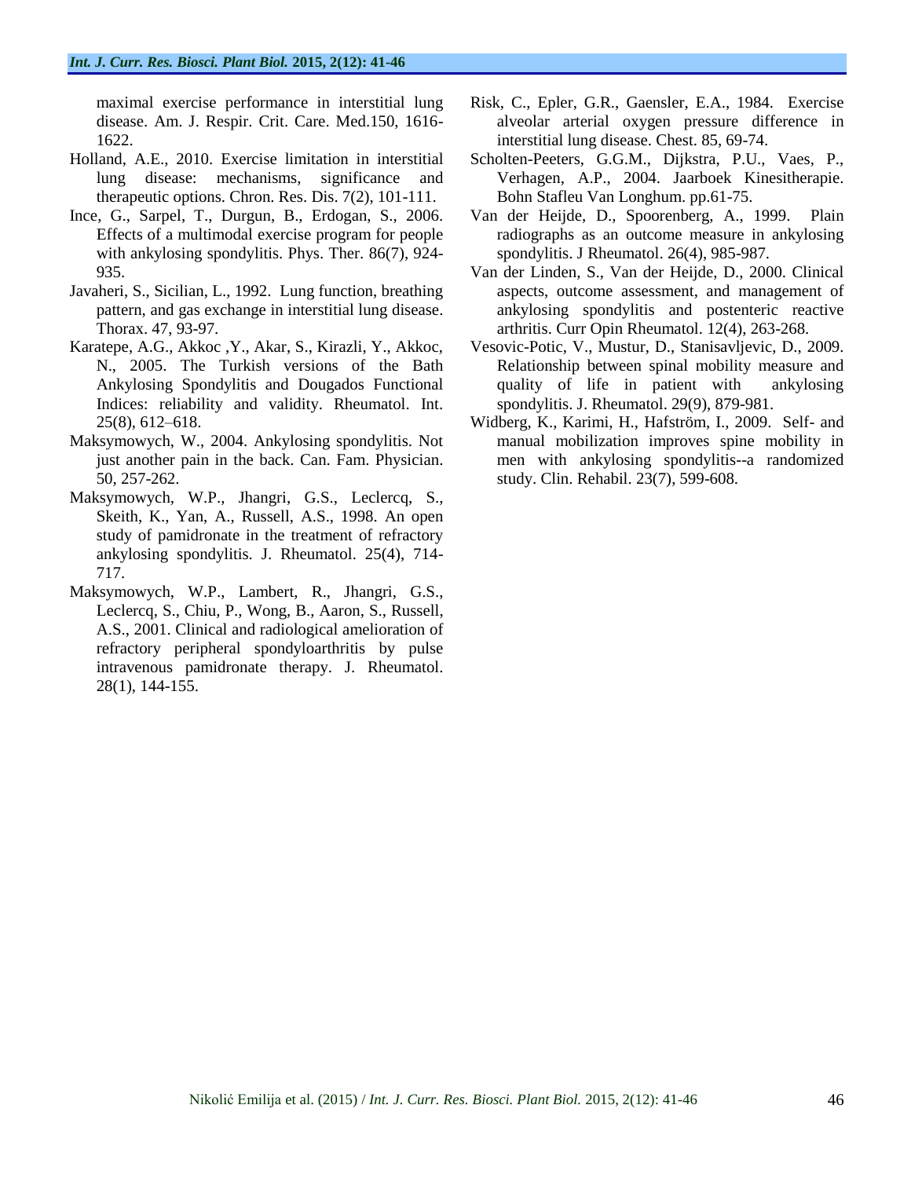maximal exercise performance in interstitial lung disease. Am. J. Respir. Crit. Care. Med.150, 1616-1622.

Holland, A.E., 2010. Exercise limitation in interstitial lung disease: mechanisms, significance and therapeutic options. Chron. Res. Dis. 7(2), 101-111.

Ince, G., Sarpel, T., Durgun, B., Erdogan, S., 2006. Effects of a multimodal exercise program for people with ankylosing spondylitis. Phys. Ther. 86(7), 924-935.

Javaheri, S., Sicilian, L., 1992. Lung function, breathing pattern, and gas exchange in interstitial lung disease. Thorax. 47, 93-97.

Karatepe, A.G., Akkoc ,Y., Akar, S., Kirazli, Y., Akkoc, N., 2005. The Turkish versions of the Bath Ankylosing Spondylitis and Dougados Functional Indices: reliability and validity. Rheumatol. Int. 25(8), 612–618.

Maksymowych, W., 2004. Ankylosing spondylitis. Not just another pain in the back. Can. Fam. Physician. 50, 257-262.

Maksymowych, W.P., Jhangri, G.S., Leclercq, S., Skeith, K., Yan, A., Russell, A.S., 1998. An open study of pamidronate in the treatment of refractory ankylosing spondylitis. J. Rheumatol. 25(4), 714-717.

Maksymowych, W.P., Lambert, R., Jhangri, G.S., Leclercq, S., Chiu, P., Wong, B., Aaron, S., Russell, A.S., 2001. Clinical and radiological amelioration of refractory peripheral spondyloarthritis by pulse intravenous pamidronate therapy. J. Rheumatol. 28(1), 144-155.

Risk, C., Epler, G.R., Gaensler, E.A., 1984. Exercise alveolar arterial oxygen pressure difference in interstitial lung disease. Chest. 85, 69-74.

Scholten-Peeters, G.G.M., Dijkstra, P.U., Vaes, P., Verhagen, A.P., 2004. Jaarboek Kinesitherapie. Bohn Stafleu Van Longhum. pp.61-75.

Van der Heijde, D., Spoorenberg, A., 1999. Plain radiographs as an outcome measure in ankylosing spondylitis. J Rheumatol. 26(4), 985-987.

Van der Linden, S., Van der Heijde, D., 2000. Clinical aspects, outcome assessment, and management of ankylosing spondylitis and postenteric reactive arthritis. Curr Opin Rheumatol. 12(4), 263-268.

Vesovic-Potic, V., Mustur, D., Stanisavljevic, D., 2009. Relationship between spinal mobility measure and quality of life in patient with ankylosing spondylitis. J. Rheumatol. 29(9), 879-981.

Widberg, K., Karimi, H., Hafström, I., 2009. Self- and manual mobilization improves spine mobility in men with ankylosing spondylitis--a randomized study. Clin. Rehabil. 23(7), 599-608.